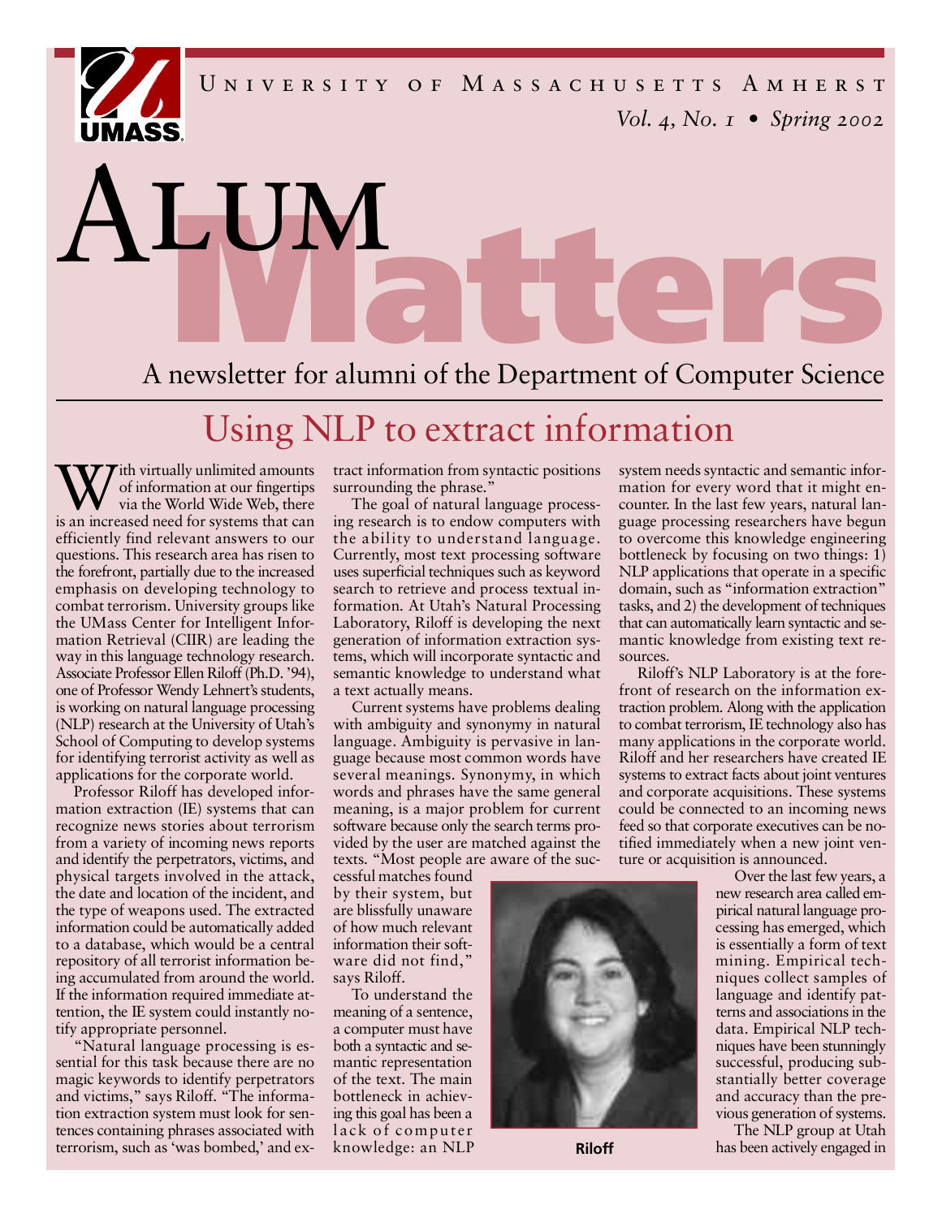University of Massachusetts Amherst

*Vol. 4, No. 1 • Spring 2002*

# Alum Matters

A newsletter for alumni of the Department of Computer Science

## Using NLP to extract information

With virtually unlimited amounts of information at our fingertips via the World Wide Web, there is an increased need for systems that can efficiently find relevant answers to our questions. This research area has risen to the forefront, partially due to the increased emphasis on developing technology to combat terrorism. University groups like the UMass Center for Intelligent Information Retrieval (CIIR) are leading the way in this language technology research. Associate Professor Ellen Riloff (Ph.D. '94), one of Professor Wendy Lehnert's students, is working on natural language processing (NLP) research at the University of Utah's School of Computing to develop systems for identifying terrorist activity as well as applications for the corporate world.

Professor Riloff has developed information extraction (IE) systems that can recognize news stories about terrorism from a variety of incoming news reports and identify the perpetrators, victims, and physical targets involved in the attack, the date and location of the incident, and the type of weapons used. The extracted information could be automatically added to a database, which would be a central repository of all terrorist information being accumulated from around the world. If the information required immediate attention, the IE system could instantly notify appropriate personnel.

"Natural language processing is essential for this task because there are no magic keywords to identify perpetrators and victims," says Riloff. "The information extraction system must look for sentences containing phrases associated with terrorism, such as 'was bombed,' and extract information from syntactic positions surrounding the phrase."

The goal of natural language processing research is to endow computers with the ability to understand language. Currently, most text processing software uses superficial techniques such as keyword search to retrieve and process textual information. At Utah's Natural Processing Laboratory, Riloff is developing the next generation of information extraction systems, which will incorporate syntactic and semantic knowledge to understand what a text actually means.

Current systems have problems dealing with ambiguity and synonymy in natural language. Ambiguity is pervasive in language because most common words have several meanings. Synonymy, in which words and phrases have the same general meaning, is a major problem for current software because only the search terms provided by the user are matched against the texts. "Most people are aware of the successful matches found by their system, but are blissfully unaware of how much relevant information their software did not find," says Riloff.

To understand the meaning of a sentence, a computer must have both a syntactic and semantic representation of the text. The main bottleneck in achieving this goal has been a lack of computer knowledge: an NLP system needs syntactic and semantic information for every word that it might encounter. In the last few years, natural language processing researchers have begun to overcome this knowledge engineering bottleneck by focusing on two things: 1) NLP applications that operate in a specific domain, such as "information extraction" tasks, and 2) the development of techniques that can automatically learn syntactic and semantic knowledge from existing text resources.

Riloff

Riloff's NLP Laboratory is at the forefront of research on the information extraction problem. Along with the application to combat terrorism, IE technology also has many applications in the corporate world. Riloff and her researchers have created IE systems to extract facts about joint ventures and corporate acquisitions. These systems could be connected to an incoming news feed so that corporate executives can be notified immediately when a new joint venture or acquisition is announced.

Over the last few years, a new research area called empirical natural language processing has emerged, which is essentially a form of text mining. Empirical techniques collect samples of language and identify patterns and associations in the data. Empirical NLP techniques have been stunningly successful, producing substantially better coverage and accuracy than the previous generation of systems.

The NLP group at Utah has been actively engaged in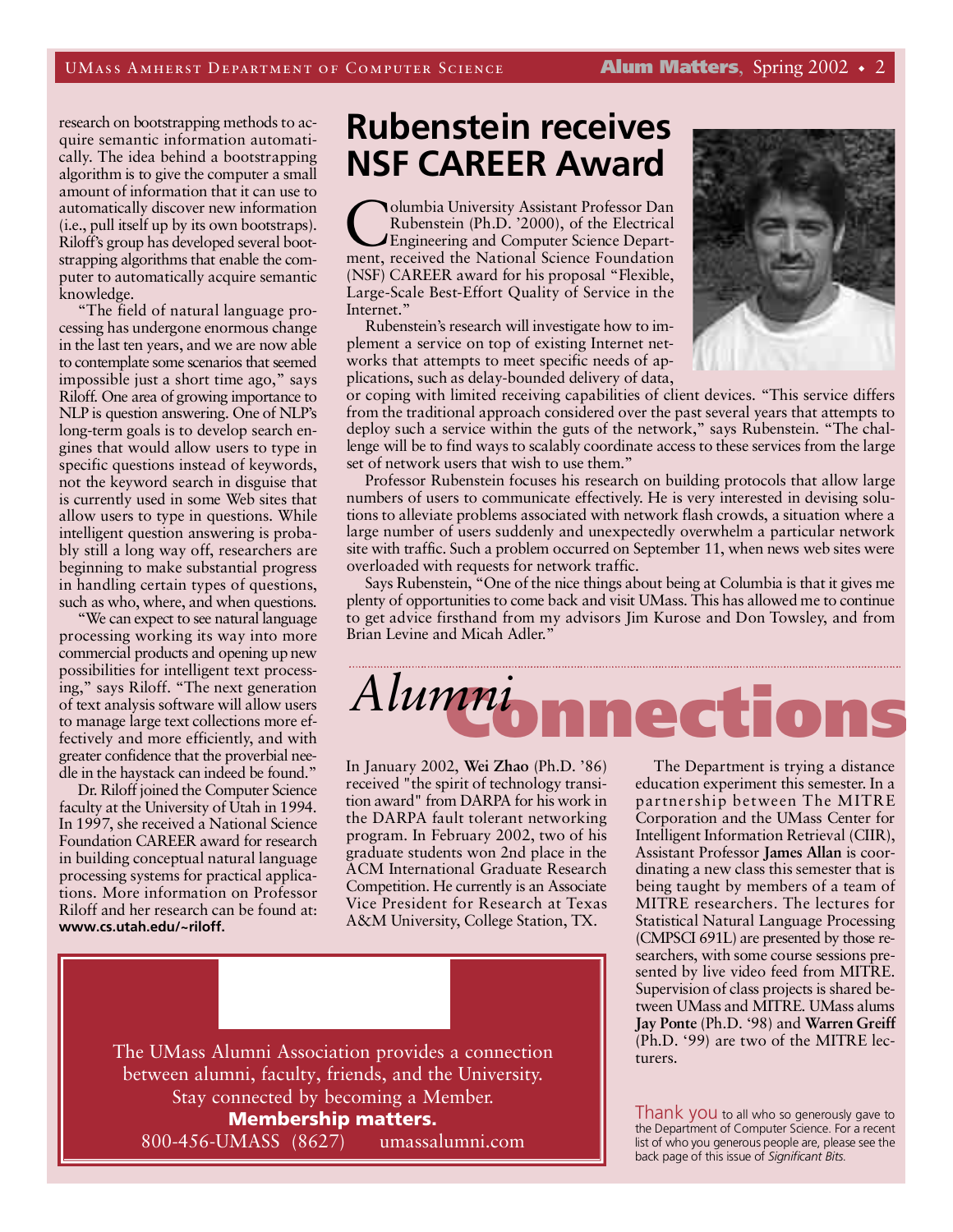research on bootstrapping methods to acquire semantic information automatically. The idea behind a bootstrapping algorithm is to give the computer a small amount of information that it can use to automatically discover new information (i.e., pull itself up by its own bootstraps). Riloff's group has developed several bootstrapping algorithms that enable the computer to automatically acquire semantic knowledge.

"The field of natural language processing has undergone enormous change in the last ten years, and we are now able to contemplate some scenarios that seemed impossible just a short time ago," says Riloff. One area of growing importance to NLP is question answering. One of NLP's long-term goals is to develop search engines that would allow users to type in specific questions instead of keywords, not the keyword search in disguise that is currently used in some Web sites that allow users to type in questions. While intelligent question answering is probably still a long way off, researchers are beginning to make substantial progress in handling certain types of questions, such as who, where, and when questions.

"We can expect to see natural language processing working its way into more commercial products and opening up new possibilities for intelligent text processing," says Riloff. "The next generation of text analysis software will allow users to manage large text collections more effectively and more efficiently, and with greater confidence that the proverbial needle in the haystack can indeed be found."

Dr. Riloff joined the Computer Science faculty at the University of Utah in 1994. In 1997, she received a National Science Foundation CAREER award for research in building conceptual natural language processing systems for practical applications. More information on Professor Riloff and her research can be found at: **www.cs.utah.edu/~riloff.**

# Rubenstein receives NSF CAREER Award

Columbia University Assistant Professor Dan Rubenstein (Ph.D. '2000), of the Electrical Engineering and Computer Science Department, received the National Science Foundation (NSF) CAREER award for his proposal "Flexible, Large-Scale Best-Effort Quality of Service in the Internet."

Rubenstein's research will investigate how to implement a service on top of existing Internet networks that attempts to meet specific needs of applications, such as delay-bounded delivery of data, or coping with limited receiving capabilities of client devices. "This service differs from the traditional approach considered over the past several years that attempts to deploy such a service within the guts of the network," says Rubenstein. "The challenge will be to find ways to scalably coordinate access to these services from the large set of network users that wish to use them."

Professor Rubenstein focuses his research on building protocols that allow large numbers of users to communicate effectively. He is very interested in devising solutions to alleviate problems associated with network flash crowds, a situation where a large number of users suddenly and unexpectedly overwhelm a particular network site with traffic. Such a problem occurred on September 11, when news web sites were overloaded with requests for network traffic.

Says Rubenstein, "One of the nice things about being at Columbia is that it gives me plenty of opportunities to come back and visit UMass. This has allowed me to continue to get advice firsthand from my advisors Jim Kurose and Don Towsley, and from Brian Levine and Micah Adler."

# *Alumni* Connections

In January 2002, **Wei Zhao** (Ph.D. '86) received "the spirit of technology transition award" from DARPA for his work in the DARPA fault tolerant networking program. In February 2002, two of his graduate students won 2nd place in the ACM International Graduate Research Competition. He currently is an Associate Vice President for Research at Texas A&M University, College Station, TX.

The Department is trying a distance education experiment this semester. In a partnership between The MITRE Corporation and the UMass Center for Intelligent Information Retrieval (CIIR), Assistant Professor **James Allan** is coordinating a new class this semester that is being taught by members of a team of MITRE researchers. The lectures for Statistical Natural Language Processing (CMPSCI 691L) are presented by those researchers, with some course sessions presented by live video feed from MITRE. Supervision of class projects is shared between UMass and MITRE. UMass alums **Jay Ponte** (Ph.D. '98) and **Warren Greiff** (Ph.D. '99) are two of the MITRE lecturers.

The UMass Alumni Association provides a connection between alumni, faculty, friends, and the University. Stay connected by becoming a Member.

**Membership matters.**

800-456-UMASS (8627) umassalumni.com

Thank you to all who so generously gave to the Department of Computer Science. For a recent list of who you generous people are, please see the back page of this issue of *Significant Bits*.